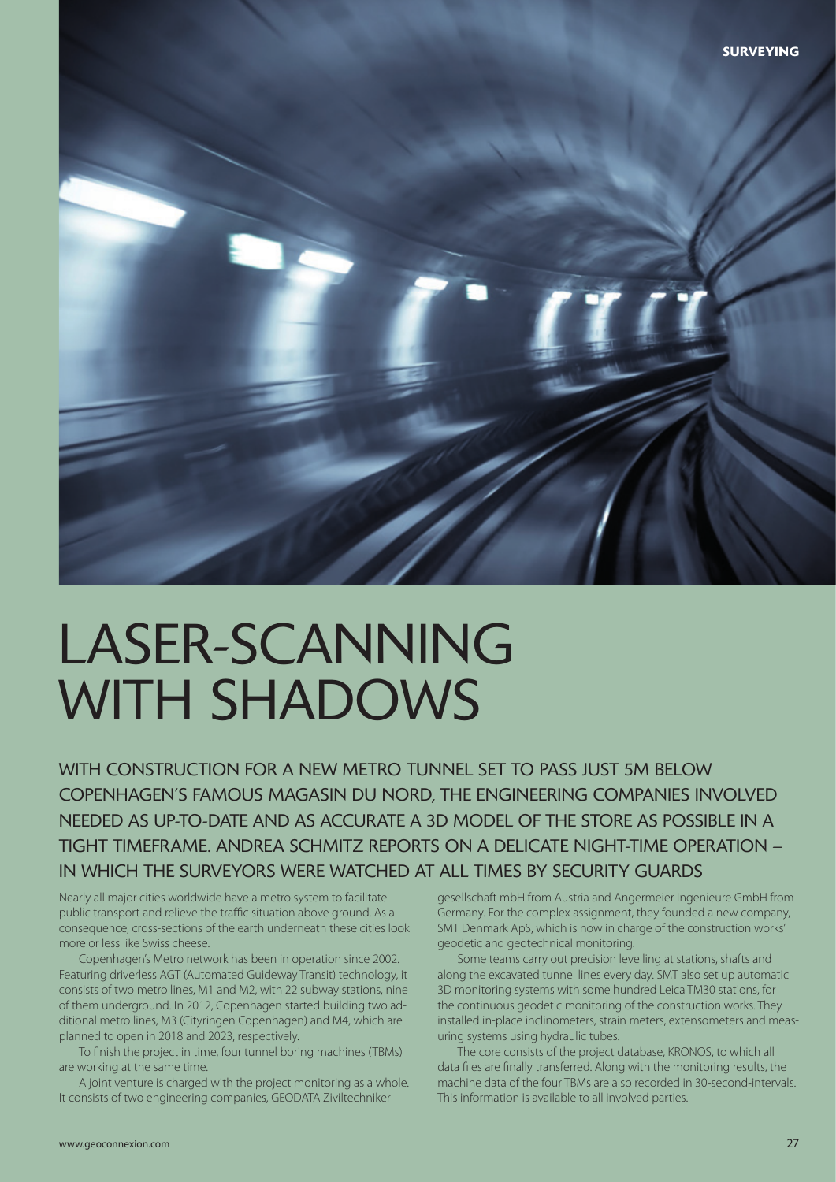# LASER-SCANNING WITH SHADOWS

## WITH CONSTRUCTION FOR A NEW METRO TUNNEL SET TO PASS JUST 5M BELOW COPENHAGEN'S FAMOUS MAGASIN DU NORD, THE ENGINEERING COMPANIES INVOLVED NEEDED AS UP-TO-DATE AND AS ACCURATE A 3D MODEL OF THE STORE AS POSSIBLE IN A TIGHT TIMEFRAME. ANDREA SCHMITZ REPORTS ON A DELICATE NIGHT-TIME OPERATION – IN WHICH THE SURVEYORS WERE WATCHED AT ALL TIMES BY SECURITY GUARDS

Nearly all major cities worldwide have a metro system to facilitate public transport and relieve the traffic situation above ground. As a consequence, cross-sections of the earth underneath these cities look more or less like Swiss cheese.

Copenhagen's Metro network has been in operation since 2002. Featuring driverless AGT (Automated Guideway Transit) technology, it consists of two metro lines, M1 and M2, with 22 subway stations, nine of them underground. In 2012, Copenhagen started building two additional metro lines, M3 (Cityringen Copenhagen) and M4, which are planned to open in 2018 and 2023, respectively.

To finish the project in time, four tunnel boring machines (TBMs) are working at the same time.

A joint venture is charged with the project monitoring as a whole. It consists of two engineering companies, GEODATA Ziviltechnikergesellschaft mbH from Austria and Angermeier Ingenieure GmbH from Germany. For the complex assignment, they founded a new company, SMT Denmark ApS, which is now in charge of the construction works' geodetic and geotechnical monitoring.

Some teams carry out precision levelling at stations, shafts and along the excavated tunnel lines every day. SMT also set up automatic 3D monitoring systems with some hundred Leica TM30 stations, for the continuous geodetic monitoring of the construction works. They installed in-place inclinometers, strain meters, extensometers and measuring systems using hydraulic tubes.

The core consists of the project database, KRONOS, to which all data files are finally transferred. Along with the monitoring results, the machine data of the four TBMs are also recorded in 30-second-intervals. This information is available to all involved parties.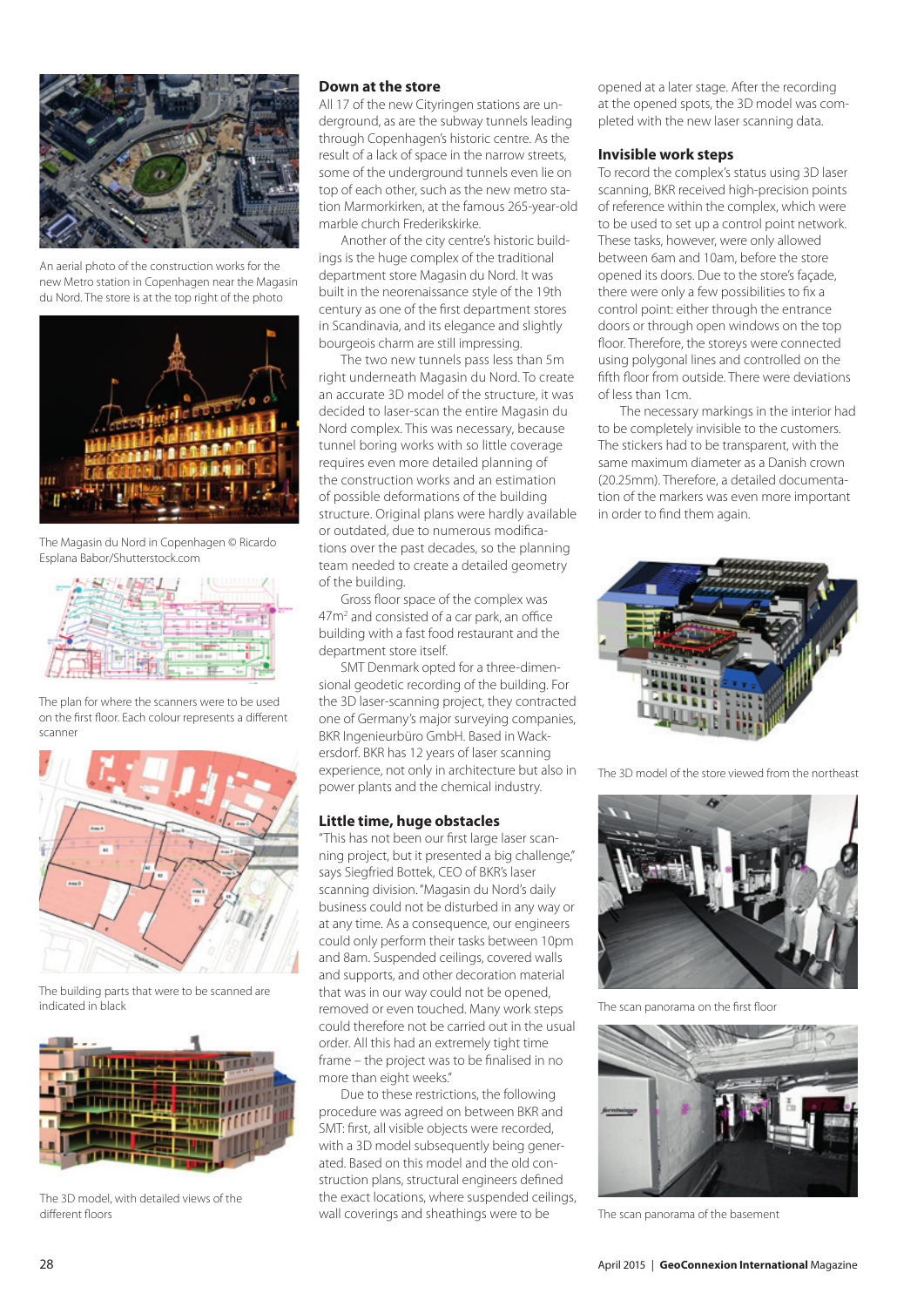An aerial photo of the construction works for the new Metro station in Copenhagen near the Magasin du Nord. The store is at the top right of the photo

The Magasin du Nord in Copenhagen © Ricardo Esplana Babor/Shutterstock.com

The plan for where the scanners were to be used on the first floor. Each colour represents a different scanner

The building parts that were to be scanned are indicated in black

The 3D model, with detailed views of the different floors

## Down at the store

All 17 of the new Cityringen stations are underground, as are the subway tunnels leading through Copenhagen's historic centre. As the result of a lack of space in the narrow streets, some of the underground tunnels even lie on top of each other, such as the new metro station Marmorkirken, at the famous 265-year-old marble church Frederikskirke.

Another of the city centre's historic buildings is the huge complex of the traditional department store Magasin du Nord. It was built in the neorenaissance style of the 19th century as one of the first department stores in Scandinavia, and its elegance and slightly bourgeois charm are still impressing.

The two new tunnels pass less than 5m right underneath Magasin du Nord. To create an accurate 3D model of the structure, it was decided to laser-scan the entire Magasin du Nord complex. This was necessary, because tunnel boring works with so little coverage requires even more detailed planning of the construction works and an estimation of possible deformations of the building structure. Original plans were hardly available or outdated, due to numerous modifications over the past decades, so the planning team needed to create a detailed geometry of the building.

Gross floor space of the complex was 47m$^2$ and consisted of a car park, an office building with a fast food restaurant and the department store itself.

SMT Denmark opted for a three-dimensional geodetic recording of the building. For the 3D laser-scanning project, they contracted one of Germany's major surveying companies, BKR Ingenieurbüro GmbH. Based in Wackersdorf. BKR has 12 years of laser scanning experience, not only in architecture but also in power plants and the chemical industry.

## Little time, huge obstacles

"This has not been our first large laser scanning project, but it presented a big challenge," says Siegfried Bottek, CEO of BKR's laser scanning division. "Magasin du Nord's daily business could not be disturbed in any way or at any time. As a consequence, our engineers could only perform their tasks between 10pm and 8am. Suspended ceilings, covered walls and supports, and other decoration material that was in our way could not be opened, removed or even touched. Many work steps could therefore not be carried out in the usual order. All this had an extremely tight time frame – the project was to be finalised in no more than eight weeks."

Due to these restrictions, the following procedure was agreed on between BKR and SMT: first, all visible objects were recorded, with a 3D model subsequently being generated. Based on this model and the old construction plans, structural engineers defined the exact locations, where suspended ceilings, wall coverings and sheathings were to be opened at a later stage. After the recording at the opened spots, the 3D model was completed with the new laser scanning data.

## Invisible work steps

To record the complex's status using 3D laser scanning, BKR received high-precision points of reference within the complex, which were to be used to set up a control point network. These tasks, however, were only allowed between 6am and 10am, before the store opened its doors. Due to the store's façade, there were only a few possibilities to fix a control point: either through the entrance doors or through open windows on the top floor. Therefore, the storeys were connected using polygonal lines and controlled on the fifth floor from outside. There were deviations of less than 1cm.

The necessary markings in the interior had to be completely invisible to the customers. The stickers had to be transparent, with the same maximum diameter as a Danish crown (20.25mm). Therefore, a detailed documentation of the markers was even more important in order to find them again.

The 3D model of the store viewed from the northeast

The scan panorama on the first floor

The scan panorama of the basement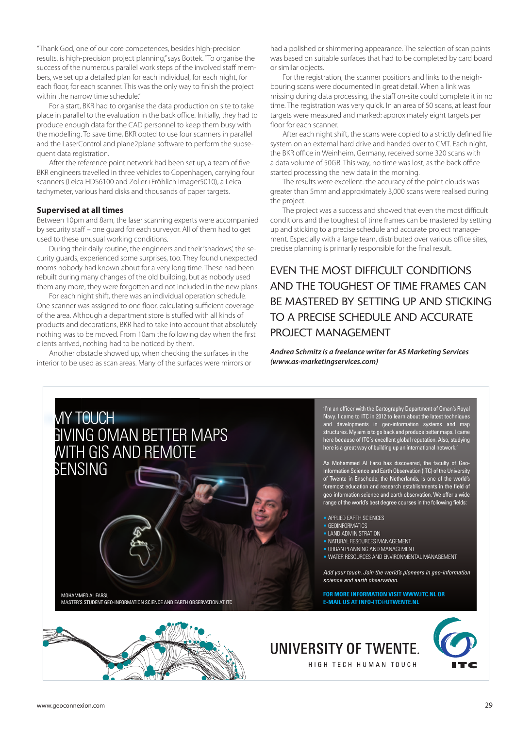"Thank God, one of our core competences, besides high-precision results, is high-precision project planning," says Bottek. "To organise the success of the numerous parallel work steps of the involved staff members, we set up a detailed plan for each individual, for each night, for each floor, for each scanner. This was the only way to finish the project within the narrow time schedule."

For a start, BKR had to organise the data production on site to take place in parallel to the evaluation in the back office. Initially, they had to produce enough data for the CAD personnel to keep them busy with the modelling. To save time, BKR opted to use four scanners in parallel and the LaserControl and plane2plane software to perform the subsequent data registration.

After the reference point network had been set up, a team of five BKR engineers travelled in three vehicles to Copenhagen, carrying four scanners (Leica HDS6100 and Zoller+Fröhlich Imager5010), a Leica tachymeter, various hard disks and thousands of paper targets.

### Supervised at all times

Between 10pm and 8am, the laser scanning experts were accompanied by security staff – one guard for each surveyor. All of them had to get used to these unusual working conditions.

During their daily routine, the engineers and their 'shadows', the security guards, experienced some surprises, too. They found unexpected rooms nobody had known about for a very long time. These had been rebuilt during many changes of the old building, but as nobody used them any more, they were forgotten and not included in the new plans.

For each night shift, there was an individual operation schedule. One scanner was assigned to one floor, calculating sufficient coverage of the area. Although a department store is stuffed with all kinds of products and decorations, BKR had to take into account that absolutely nothing was to be moved. From 10am the following day when the first clients arrived, nothing had to be noticed by them.

Another obstacle showed up, when checking the surfaces in the interior to be used as scan areas. Many of the surfaces were mirrors or had a polished or shimmering appearance. The selection of scan points was based on suitable surfaces that had to be completed by card board or similar objects.

For the registration, the scanner positions and links to the neighbouring scans were documented in great detail. When a link was missing during data processing, the staff on-site could complete it in no time. The registration was very quick. In an area of 50 scans, at least four targets were measured and marked: approximately eight targets per floor for each scanner.

After each night shift, the scans were copied to a strictly defined file system on an external hard drive and handed over to CMT. Each night, the BKR office in Weinheim, Germany, received some 320 scans with a data volume of 50GB. This way, no time was lost, as the back office started processing the new data in the morning.

The results were excellent: the accuracy of the point clouds was greater than 5mm and approximately 3,000 scans were realised during the project.

The project was a success and showed that even the most difficult conditions and the toughest of time frames can be mastered by setting up and sticking to a precise schedule and accurate project management. Especially with a large team, distributed over various office sites, precise planning is primarily responsible for the final result.

## EVEN THE MOST DIFFICULT CONDITIONS AND THE TOUGHEST OF TIME FRAMES CAN BE MASTERED BY SETTING UP AND STICKING TO A PRECISE SCHEDULE AND ACCURATE PROJECT MANAGEMENT

***Andrea Schmitz is a freelance writer for AS Marketing Services (www.as-marketingservices.com)***

MY TOUCH
GIVING OMAN BETTER MAPS WITH GIS AND REMOTE SENSING

MOHAMMED AL FARSI,
MASTER'S STUDENT GEO-INFORMATION SCIENCE AND EARTH OBSERVATION AT ITC

'I'm an officer with the Cartography Department of Oman's Royal Navy. I came to ITC in 2012 to learn about the latest techniques and developments in geo-information systems and map structures. My aim is to go back and produce better maps. I came here because of ITC's excellent global reputation. Also, studying here is a great way of building up an international network.'

As Mohammed Al Farsi has discovered, the faculty of Geo-Information Science and Earth Observation (ITC) of the University of Twente in Enschede, the Netherlands, is one of the world's foremost education and research establishments in the field of geo-information science and earth observation. We offer a wide range of the world's best degree courses in the following fields:

- APPLIED EARTH SCIENCES
- GEOINFORMATICS
- LAND ADMINISTRATION
- NATURAL RESOURCES MANAGEMENT
- URBAN PLANNING AND MANAGEMENT
- WATER RESOURCES AND ENVIRONMENTAL MANAGEMENT

*Add your touch. Join the world's pioneers in geo-information science and earth observation.*

**FOR MORE INFORMATION VISIT WWW.ITC.NL OR E-MAIL US AT INFO-ITC@UTWENTE.NL**

UNIVERSITY OF TWENTE.
HIGH TECH HUMAN TOUCH

ITC